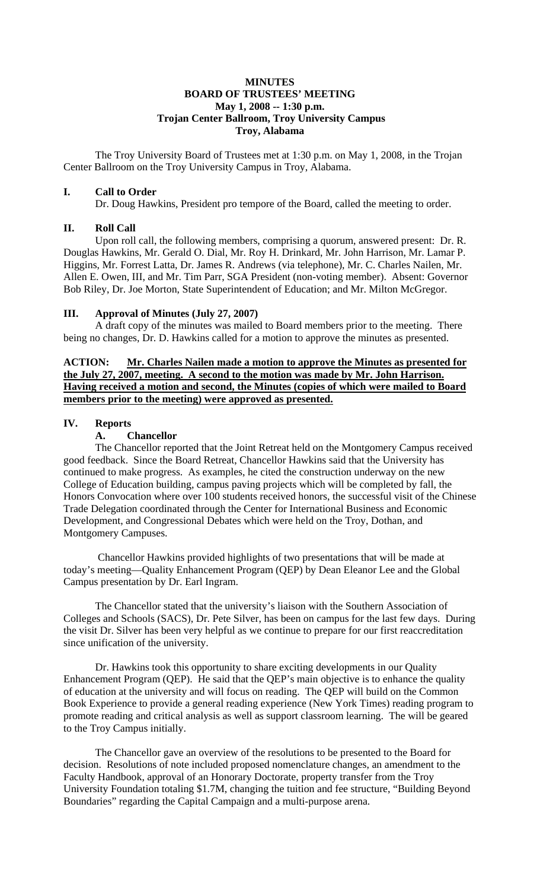# MINUTES
## BOARD OF TRUSTEES' MEETING
### May 1, 2008 -- 1:30 p.m.
### Trojan Center Ballroom, Troy University Campus
### Troy, Alabama

The Troy University Board of Trustees met at 1:30 p.m. on May 1, 2008, in the Trojan Center Ballroom on the Troy University Campus in Troy, Alabama.

## I. Call to Order

Dr. Doug Hawkins, President pro tempore of the Board, called the meeting to order.

## II. Roll Call

Upon roll call, the following members, comprising a quorum, answered present: Dr. R. Douglas Hawkins, Mr. Gerald O. Dial, Mr. Roy H. Drinkard, Mr. John Harrison, Mr. Lamar P. Higgins, Mr. Forrest Latta, Dr. James R. Andrews (via telephone), Mr. C. Charles Nailen, Mr. Allen E. Owen, III, and Mr. Tim Parr, SGA President (non-voting member). Absent: Governor Bob Riley, Dr. Joe Morton, State Superintendent of Education; and Mr. Milton McGregor.

## III. Approval of Minutes (July 27, 2007)

A draft copy of the minutes was mailed to Board members prior to the meeting. There being no changes, Dr. D. Hawkins called for a motion to approve the minutes as presented.

**ACTION: <u>Mr. Charles Nailen made a motion to approve the Minutes as presented for the July 27, 2007, meeting. A second to the motion was made by Mr. John Harrison. Having received a motion and second, the Minutes (copies of which were mailed to Board members prior to the meeting) were approved as presented.</u>**

## IV. Reports

### A. Chancellor

The Chancellor reported that the Joint Retreat held on the Montgomery Campus received good feedback. Since the Board Retreat, Chancellor Hawkins said that the University has continued to make progress. As examples, he cited the construction underway on the new College of Education building, campus paving projects which will be completed by fall, the Honors Convocation where over 100 students received honors, the successful visit of the Chinese Trade Delegation coordinated through the Center for International Business and Economic Development, and Congressional Debates which were held on the Troy, Dothan, and Montgomery Campuses.

Chancellor Hawkins provided highlights of two presentations that will be made at today's meeting—Quality Enhancement Program (QEP) by Dean Eleanor Lee and the Global Campus presentation by Dr. Earl Ingram.

The Chancellor stated that the university's liaison with the Southern Association of Colleges and Schools (SACS), Dr. Pete Silver, has been on campus for the last few days. During the visit Dr. Silver has been very helpful as we continue to prepare for our first reaccreditation since unification of the university.

Dr. Hawkins took this opportunity to share exciting developments in our Quality Enhancement Program (QEP). He said that the QEP's main objective is to enhance the quality of education at the university and will focus on reading. The QEP will build on the Common Book Experience to provide a general reading experience (New York Times) reading program to promote reading and critical analysis as well as support classroom learning. The will be geared to the Troy Campus initially.

The Chancellor gave an overview of the resolutions to be presented to the Board for decision. Resolutions of note included proposed nomenclature changes, an amendment to the Faculty Handbook, approval of an Honorary Doctorate, property transfer from the Troy University Foundation totaling $1.7M, changing the tuition and fee structure, "Building Beyond Boundaries" regarding the Capital Campaign and a multi-purpose arena.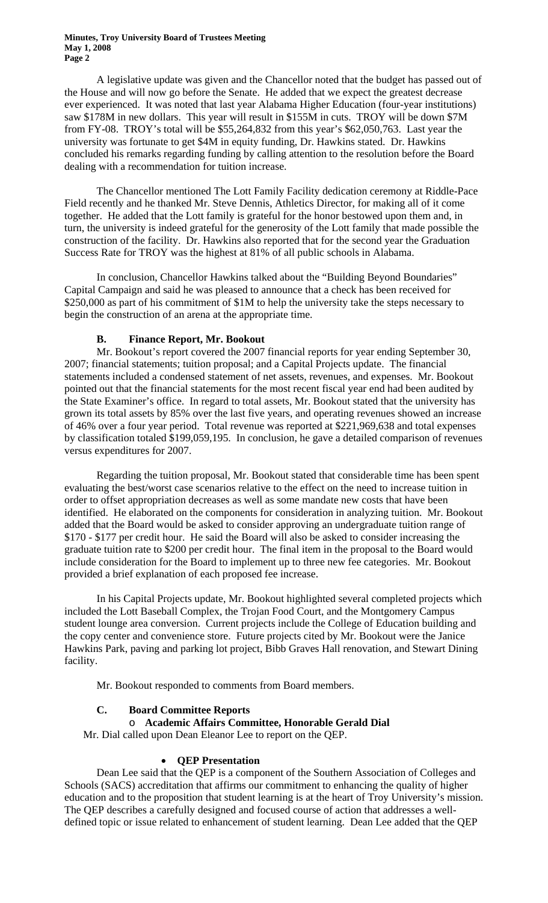A legislative update was given and the Chancellor noted that the budget has passed out of the House and will now go before the Senate. He added that we expect the greatest decrease ever experienced. It was noted that last year Alabama Higher Education (four-year institutions) saw $178M in new dollars. This year will result in $155M in cuts. TROY will be down $7M from FY-08. TROY's total will be $55,264,832 from this year's $62,050,763. Last year the university was fortunate to get $4M in equity funding, Dr. Hawkins stated. Dr. Hawkins concluded his remarks regarding funding by calling attention to the resolution before the Board dealing with a recommendation for tuition increase.

The Chancellor mentioned The Lott Family Facility dedication ceremony at Riddle-Pace Field recently and he thanked Mr. Steve Dennis, Athletics Director, for making all of it come together. He added that the Lott family is grateful for the honor bestowed upon them and, in turn, the university is indeed grateful for the generosity of the Lott family that made possible the construction of the facility. Dr. Hawkins also reported that for the second year the Graduation Success Rate for TROY was the highest at 81% of all public schools in Alabama.

In conclusion, Chancellor Hawkins talked about the "Building Beyond Boundaries" Capital Campaign and said he was pleased to announce that a check has been received for $250,000 as part of his commitment of $1M to help the university take the steps necessary to begin the construction of an arena at the appropriate time.

### B. Finance Report, Mr. Bookout

Mr. Bookout's report covered the 2007 financial reports for year ending September 30, 2007; financial statements; tuition proposal; and a Capital Projects update. The financial statements included a condensed statement of net assets, revenues, and expenses. Mr. Bookout pointed out that the financial statements for the most recent fiscal year end had been audited by the State Examiner's office. In regard to total assets, Mr. Bookout stated that the university has grown its total assets by 85% over the last five years, and operating revenues showed an increase of 46% over a four year period. Total revenue was reported at $221,969,638 and total expenses by classification totaled $199,059,195. In conclusion, he gave a detailed comparison of revenues versus expenditures for 2007.

Regarding the tuition proposal, Mr. Bookout stated that considerable time has been spent evaluating the best/worst case scenarios relative to the effect on the need to increase tuition in order to offset appropriation decreases as well as some mandate new costs that have been identified. He elaborated on the components for consideration in analyzing tuition. Mr. Bookout added that the Board would be asked to consider approving an undergraduate tuition range of $170 - $177 per credit hour. He said the Board will also be asked to consider increasing the graduate tuition rate to $200 per credit hour. The final item in the proposal to the Board would include consideration for the Board to implement up to three new fee categories. Mr. Bookout provided a brief explanation of each proposed fee increase.

In his Capital Projects update, Mr. Bookout highlighted several completed projects which included the Lott Baseball Complex, the Trojan Food Court, and the Montgomery Campus student lounge area conversion. Current projects include the College of Education building and the copy center and convenience store. Future projects cited by Mr. Bookout were the Janice Hawkins Park, paving and parking lot project, Bibb Graves Hall renovation, and Stewart Dining facility.

Mr. Bookout responded to comments from Board members.

### C. Board Committee Reports

- **Academic Affairs Committee, Honorable Gerald Dial**

Mr. Dial called upon Dean Eleanor Lee to report on the QEP.

- **QEP Presentation**

Dean Lee said that the QEP is a component of the Southern Association of Colleges and Schools (SACS) accreditation that affirms our commitment to enhancing the quality of higher education and to the proposition that student learning is at the heart of Troy University's mission. The QEP describes a carefully designed and focused course of action that addresses a well-defined topic or issue related to enhancement of student learning. Dean Lee added that the QEP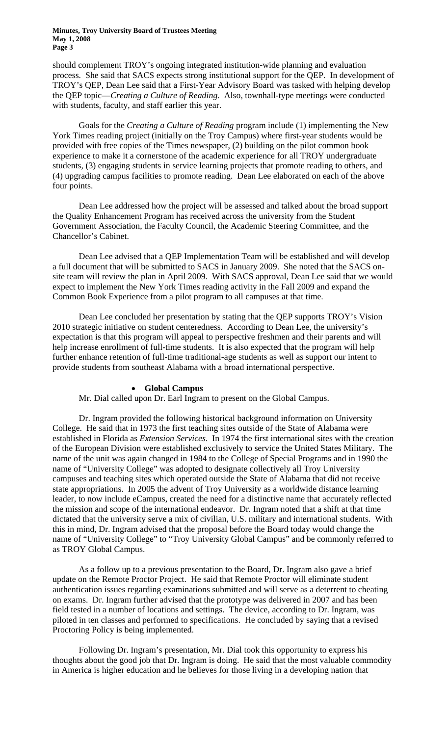should complement TROY's ongoing integrated institution-wide planning and evaluation process. She said that SACS expects strong institutional support for the QEP. In development of TROY's QEP, Dean Lee said that a First-Year Advisory Board was tasked with helping develop the QEP topic—*Creating a Culture of Reading*. Also, townhall-type meetings were conducted with students, faculty, and staff earlier this year.

Goals for the *Creating a Culture of Reading* program include (1) implementing the New York Times reading project (initially on the Troy Campus) where first-year students would be provided with free copies of the Times newspaper, (2) building on the pilot common book experience to make it a cornerstone of the academic experience for all TROY undergraduate students, (3) engaging students in service learning projects that promote reading to others, and (4) upgrading campus facilities to promote reading. Dean Lee elaborated on each of the above four points.

Dean Lee addressed how the project will be assessed and talked about the broad support the Quality Enhancement Program has received across the university from the Student Government Association, the Faculty Council, the Academic Steering Committee, and the Chancellor's Cabinet.

Dean Lee advised that a QEP Implementation Team will be established and will develop a full document that will be submitted to SACS in January 2009. She noted that the SACS on-site team will review the plan in April 2009. With SACS approval, Dean Lee said that we would expect to implement the New York Times reading activity in the Fall 2009 and expand the Common Book Experience from a pilot program to all campuses at that time.

Dean Lee concluded her presentation by stating that the QEP supports TROY's Vision 2010 strategic initiative on student centeredness. According to Dean Lee, the university's expectation is that this program will appeal to perspective freshmen and their parents and will help increase enrollment of full-time students. It is also expected that the program will help further enhance retention of full-time traditional-age students as well as support our intent to provide students from southeast Alabama with a broad international perspective.

- **Global Campus**

Mr. Dial called upon Dr. Earl Ingram to present on the Global Campus.

Dr. Ingram provided the following historical background information on University College. He said that in 1973 the first teaching sites outside of the State of Alabama were established in Florida as *Extension Services*. In 1974 the first international sites with the creation of the European Division were established exclusively to service the United States Military. The name of the unit was again changed in 1984 to the College of Special Programs and in 1990 the name of "University College" was adopted to designate collectively all Troy University campuses and teaching sites which operated outside the State of Alabama that did not receive state appropriations. In 2005 the advent of Troy University as a worldwide distance learning leader, to now include eCampus, created the need for a distinctive name that accurately reflected the mission and scope of the international endeavor. Dr. Ingram noted that a shift at that time dictated that the university serve a mix of civilian, U.S. military and international students. With this in mind, Dr. Ingram advised that the proposal before the Board today would change the name of "University College" to "Troy University Global Campus" and be commonly referred to as TROY Global Campus.

As a follow up to a previous presentation to the Board, Dr. Ingram also gave a brief update on the Remote Proctor Project. He said that Remote Proctor will eliminate student authentication issues regarding examinations submitted and will serve as a deterrent to cheating on exams. Dr. Ingram further advised that the prototype was delivered in 2007 and has been field tested in a number of locations and settings. The device, according to Dr. Ingram, was piloted in ten classes and performed to specifications. He concluded by saying that a revised Proctoring Policy is being implemented.

Following Dr. Ingram's presentation, Mr. Dial took this opportunity to express his thoughts about the good job that Dr. Ingram is doing. He said that the most valuable commodity in America is higher education and he believes for those living in a developing nation that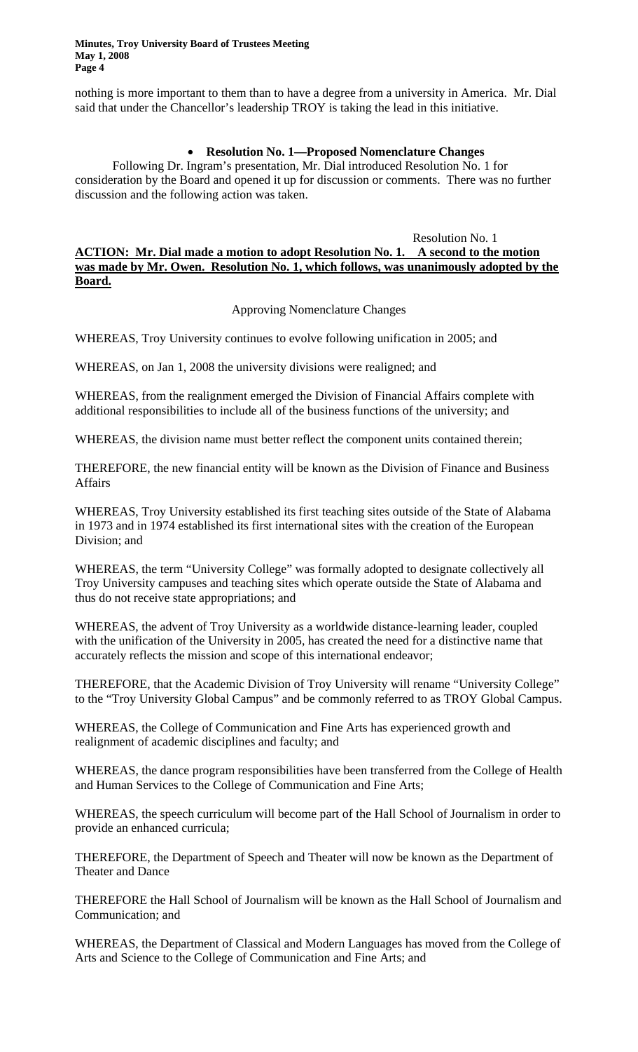nothing is more important to them than to have a degree from a university in America. Mr. Dial said that under the Chancellor's leadership TROY is taking the lead in this initiative.

- **Resolution No. 1—Proposed Nomenclature Changes**

Following Dr. Ingram's presentation, Mr. Dial introduced Resolution No. 1 for consideration by the Board and opened it up for discussion or comments. There was no further discussion and the following action was taken.

Resolution No. 1

**ACTION: Mr. Dial made a motion to adopt Resolution No. 1. A second to the motion was made by Mr. Owen. Resolution No. 1, which follows, was unanimously adopted by the Board.**

Approving Nomenclature Changes

WHEREAS, Troy University continues to evolve following unification in 2005; and

WHEREAS, on Jan 1, 2008 the university divisions were realigned; and

WHEREAS, from the realignment emerged the Division of Financial Affairs complete with additional responsibilities to include all of the business functions of the university; and

WHEREAS, the division name must better reflect the component units contained therein;

THEREFORE, the new financial entity will be known as the Division of Finance and Business Affairs

WHEREAS, Troy University established its first teaching sites outside of the State of Alabama in 1973 and in 1974 established its first international sites with the creation of the European Division; and

WHEREAS, the term "University College" was formally adopted to designate collectively all Troy University campuses and teaching sites which operate outside the State of Alabama and thus do not receive state appropriations; and

WHEREAS, the advent of Troy University as a worldwide distance-learning leader, coupled with the unification of the University in 2005, has created the need for a distinctive name that accurately reflects the mission and scope of this international endeavor;

THEREFORE, that the Academic Division of Troy University will rename "University College" to the "Troy University Global Campus" and be commonly referred to as TROY Global Campus.

WHEREAS, the College of Communication and Fine Arts has experienced growth and realignment of academic disciplines and faculty; and

WHEREAS, the dance program responsibilities have been transferred from the College of Health and Human Services to the College of Communication and Fine Arts;

WHEREAS, the speech curriculum will become part of the Hall School of Journalism in order to provide an enhanced curricula;

THEREFORE, the Department of Speech and Theater will now be known as the Department of Theater and Dance

THEREFORE the Hall School of Journalism will be known as the Hall School of Journalism and Communication; and

WHEREAS, the Department of Classical and Modern Languages has moved from the College of Arts and Science to the College of Communication and Fine Arts; and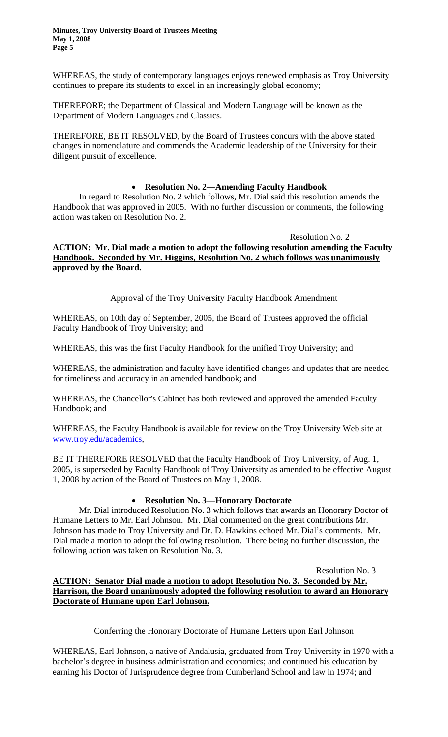WHEREAS, the study of contemporary languages enjoys renewed emphasis as Troy University continues to prepare its students to excel in an increasingly global economy;

THEREFORE; the Department of Classical and Modern Language will be known as the Department of Modern Languages and Classics.

THEREFORE, BE IT RESOLVED, by the Board of Trustees concurs with the above stated changes in nomenclature and commends the Academic leadership of the University for their diligent pursuit of excellence.

- **Resolution No. 2—Amending Faculty Handbook**

In regard to Resolution No. 2 which follows, Mr. Dial said this resolution amends the Handbook that was approved in 2005. With no further discussion or comments, the following action was taken on Resolution No. 2.

Resolution No. 2

**ACTION: Mr. Dial made a motion to adopt the following resolution amending the Faculty Handbook. Seconded by Mr. Higgins, Resolution No. 2 which follows was unanimously approved by the Board.**

Approval of the Troy University Faculty Handbook Amendment

WHEREAS, on 10th day of September, 2005, the Board of Trustees approved the official Faculty Handbook of Troy University; and

WHEREAS, this was the first Faculty Handbook for the unified Troy University; and

WHEREAS, the administration and faculty have identified changes and updates that are needed for timeliness and accuracy in an amended handbook; and

WHEREAS, the Chancellor's Cabinet has both reviewed and approved the amended Faculty Handbook; and

WHEREAS, the Faculty Handbook is available for review on the Troy University Web site at www.troy.edu/academics,

BE IT THEREFORE RESOLVED that the Faculty Handbook of Troy University, of Aug. 1, 2005, is superseded by Faculty Handbook of Troy University as amended to be effective August 1, 2008 by action of the Board of Trustees on May 1, 2008.

- **Resolution No. 3—Honorary Doctorate**

Mr. Dial introduced Resolution No. 3 which follows that awards an Honorary Doctor of Humane Letters to Mr. Earl Johnson. Mr. Dial commented on the great contributions Mr. Johnson has made to Troy University and Dr. D. Hawkins echoed Mr. Dial's comments. Mr. Dial made a motion to adopt the following resolution. There being no further discussion, the following action was taken on Resolution No. 3.

Resolution No. 3

**ACTION: Senator Dial made a motion to adopt Resolution No. 3. Seconded by Mr. Harrison, the Board unanimously adopted the following resolution to award an Honorary Doctorate of Humane upon Earl Johnson.**

Conferring the Honorary Doctorate of Humane Letters upon Earl Johnson

WHEREAS, Earl Johnson, a native of Andalusia, graduated from Troy University in 1970 with a bachelor's degree in business administration and economics; and continued his education by earning his Doctor of Jurisprudence degree from Cumberland School and law in 1974; and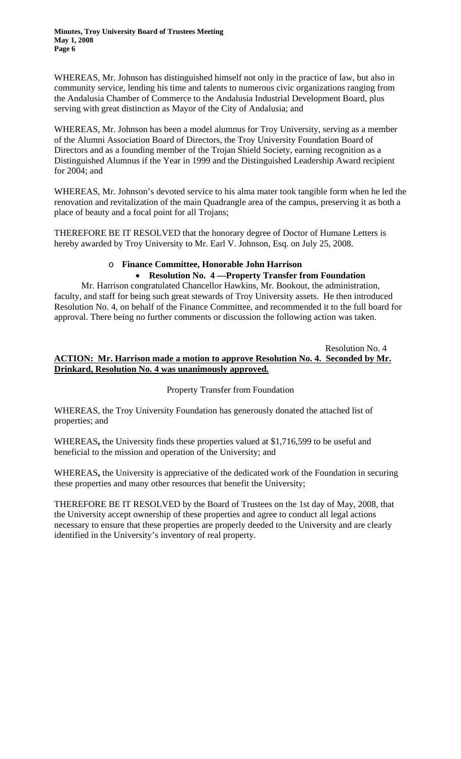WHEREAS, Mr. Johnson has distinguished himself not only in the practice of law, but also in community service, lending his time and talents to numerous civic organizations ranging from the Andalusia Chamber of Commerce to the Andalusia Industrial Development Board, plus serving with great distinction as Mayor of the City of Andalusia; and

WHEREAS, Mr. Johnson has been a model alumnus for Troy University, serving as a member of the Alumni Association Board of Directors, the Troy University Foundation Board of Directors and as a founding member of the Trojan Shield Society, earning recognition as a Distinguished Alumnus if the Year in 1999 and the Distinguished Leadership Award recipient for 2004; and

WHEREAS, Mr. Johnson's devoted service to his alma mater took tangible form when he led the renovation and revitalization of the main Quadrangle area of the campus, preserving it as both a place of beauty and a focal point for all Trojans;

THEREFORE BE IT RESOLVED that the honorary degree of Doctor of Humane Letters is hereby awarded by Troy University to Mr. Earl V. Johnson, Esq. on July 25, 2008.

- **Finance Committee, Honorable John Harrison**
  - **Resolution No. 4 —Property Transfer from Foundation**

Mr. Harrison congratulated Chancellor Hawkins, Mr. Bookout, the administration, faculty, and staff for being such great stewards of Troy University assets. He then introduced Resolution No. 4, on behalf of the Finance Committee, and recommended it to the full board for approval. There being no further comments or discussion the following action was taken.

Resolution No. 4

**ACTION: Mr. Harrison made a motion to approve Resolution No. 4. Seconded by Mr. Drinkard, Resolution No. 4 was unanimously approved.**

Property Transfer from Foundation

WHEREAS, the Troy University Foundation has generously donated the attached list of properties; and

WHEREAS**,** the University finds these properties valued at $1,716,599 to be useful and beneficial to the mission and operation of the University; and

WHEREAS**,** the University is appreciative of the dedicated work of the Foundation in securing these properties and many other resources that benefit the University;

THEREFORE BE IT RESOLVED by the Board of Trustees on the 1st day of May, 2008, that the University accept ownership of these properties and agree to conduct all legal actions necessary to ensure that these properties are properly deeded to the University and are clearly identified in the University's inventory of real property.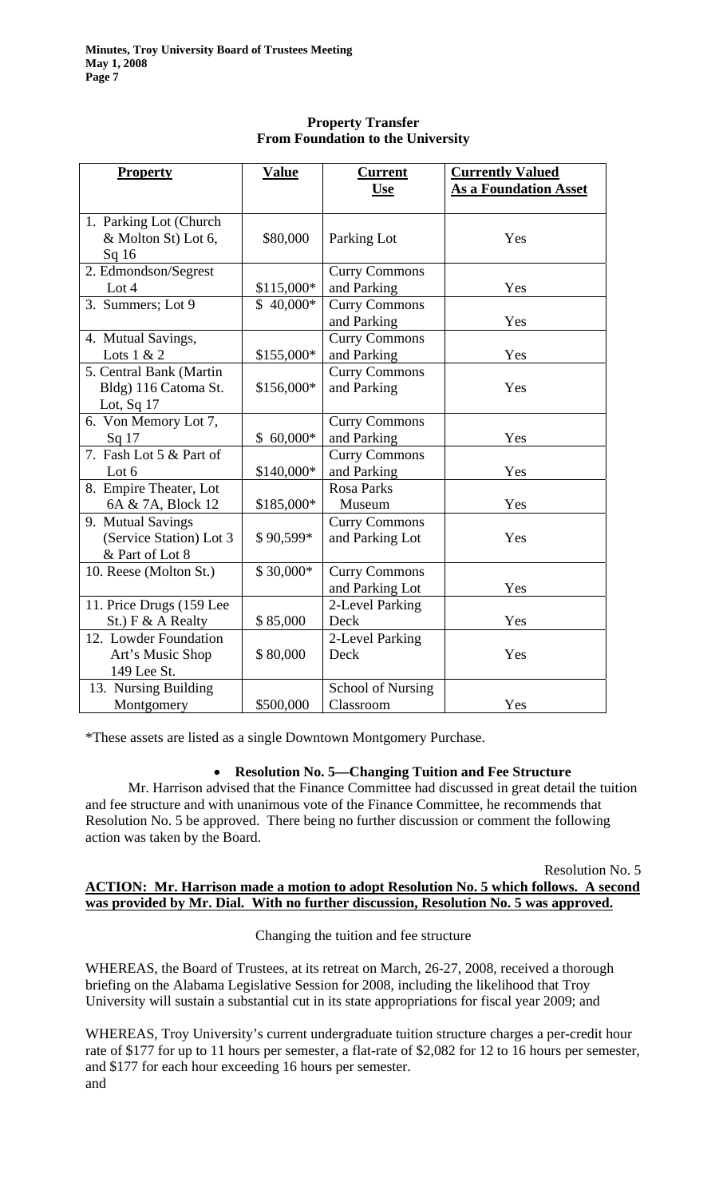## Property Transfer From Foundation to the University

| Property | Value | Current Use | Currently Valued As a Foundation Asset |
|---|---|---|---|
| 1. Parking Lot (Church & Molton St) Lot 6, Sq 16 | $80,000 | Parking Lot | Yes |
| 2. Edmondson/Segrest Lot 4 | $115,000* | Curry Commons and Parking | Yes |
| 3. Summers; Lot 9 | $ 40,000* | Curry Commons and Parking | Yes |
| 4. Mutual Savings, Lots 1 & 2 | $155,000* | Curry Commons and Parking | Yes |
| 5. Central Bank (Martin Bldg) 116 Catoma St. Lot, Sq 17 | $156,000* | Curry Commons and Parking | Yes |
| 6. Von Memory Lot 7, Sq 17 | $ 60,000* | Curry Commons and Parking | Yes |
| 7. Fash Lot 5 & Part of Lot 6 | $140,000* | Curry Commons and Parking | Yes |
| 8. Empire Theater, Lot 6A & 7A, Block 12 | $185,000* | Rosa Parks Museum | Yes |
| 9. Mutual Savings (Service Station) Lot 3 & Part of Lot 8 | $ 90,599* | Curry Commons and Parking Lot | Yes |
| 10. Reese (Molton St.) | $ 30,000* | Curry Commons and Parking Lot | Yes |
| 11. Price Drugs (159 Lee St.) F & A Realty | $ 85,000 | 2-Level Parking Deck | Yes |
| 12. Lowder Foundation Art's Music Shop 149 Lee St. | $ 80,000 | 2-Level Parking Deck | Yes |
| 13. Nursing Building Montgomery | $500,000 | School of Nursing Classroom | Yes |

*These assets are listed as a single Downtown Montgomery Purchase.

- **Resolution No. 5—Changing Tuition and Fee Structure**

Mr. Harrison advised that the Finance Committee had discussed in great detail the tuition and fee structure and with unanimous vote of the Finance Committee, he recommends that Resolution No. 5 be approved. There being no further discussion or comment the following action was taken by the Board.

Resolution No. 5

**ACTION: Mr. Harrison made a motion to adopt Resolution No. 5 which follows. A second was provided by Mr. Dial. With no further discussion, Resolution No. 5 was approved.**

Changing the tuition and fee structure

WHEREAS, the Board of Trustees, at its retreat on March, 26-27, 2008, received a thorough briefing on the Alabama Legislative Session for 2008, including the likelihood that Troy University will sustain a substantial cut in its state appropriations for fiscal year 2009; and

WHEREAS, Troy University's current undergraduate tuition structure charges a per-credit hour rate of $177 for up to 11 hours per semester, a flat-rate of $2,082 for 12 to 16 hours per semester, and $177 for each hour exceeding 16 hours per semester.
and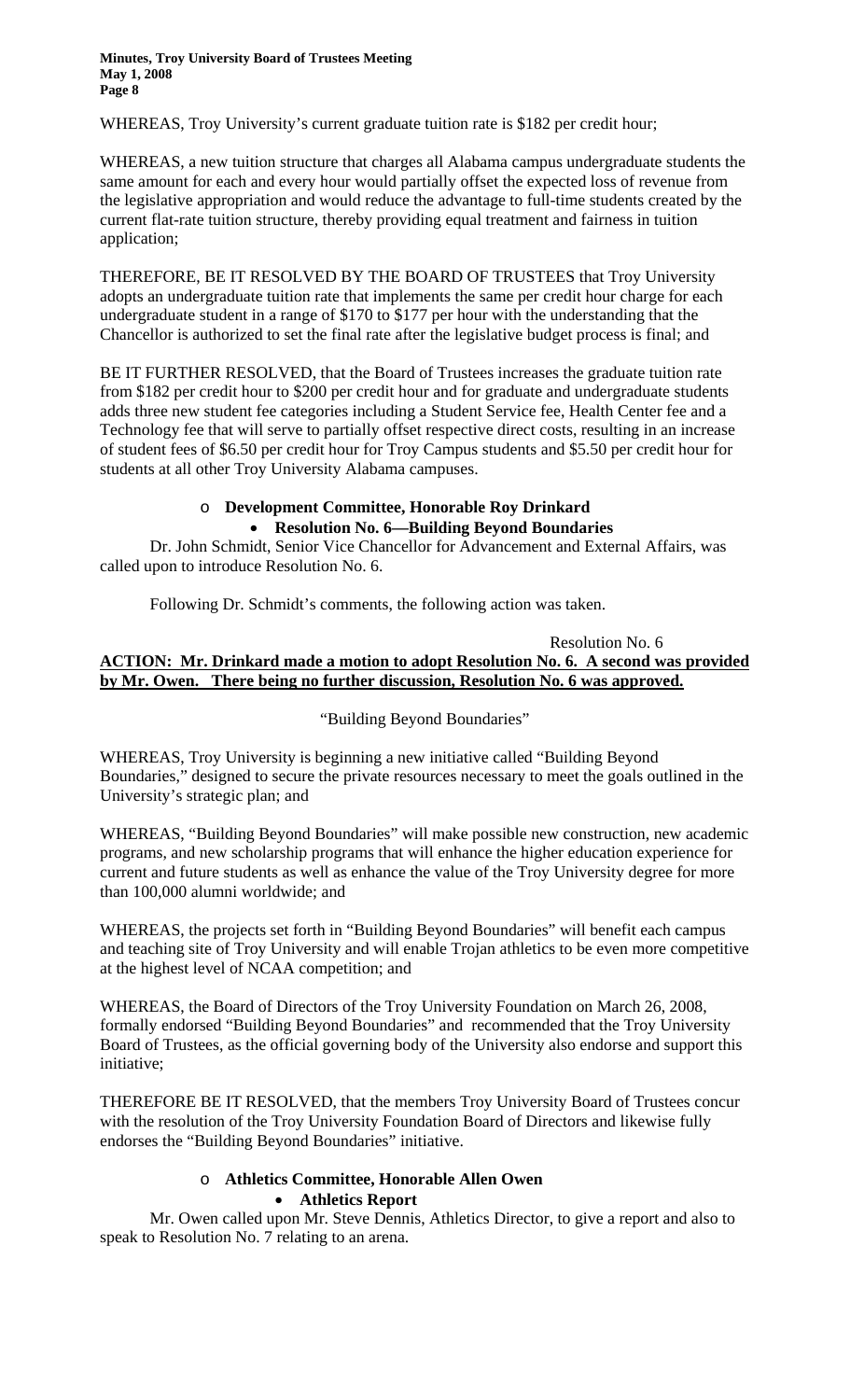WHEREAS, Troy University's current graduate tuition rate is $182 per credit hour;

WHEREAS, a new tuition structure that charges all Alabama campus undergraduate students the same amount for each and every hour would partially offset the expected loss of revenue from the legislative appropriation and would reduce the advantage to full-time students created by the current flat-rate tuition structure, thereby providing equal treatment and fairness in tuition application;

THEREFORE, BE IT RESOLVED BY THE BOARD OF TRUSTEES that Troy University adopts an undergraduate tuition rate that implements the same per credit hour charge for each undergraduate student in a range of $170 to $177 per hour with the understanding that the Chancellor is authorized to set the final rate after the legislative budget process is final; and

BE IT FURTHER RESOLVED, that the Board of Trustees increases the graduate tuition rate from $182 per credit hour to $200 per credit hour and for graduate and undergraduate students adds three new student fee categories including a Student Service fee, Health Center fee and a Technology fee that will serve to partially offset respective direct costs, resulting in an increase of student fees of $6.50 per credit hour for Troy Campus students and $5.50 per credit hour for students at all other Troy University Alabama campuses.

- **Development Committee, Honorable Roy Drinkard**
  - **Resolution No. 6—Building Beyond Boundaries**

Dr. John Schmidt, Senior Vice Chancellor for Advancement and External Affairs, was called upon to introduce Resolution No. 6.

Following Dr. Schmidt's comments, the following action was taken.

Resolution No. 6

**ACTION: Mr. Drinkard made a motion to adopt Resolution No. 6. A second was provided by Mr. Owen. There being no further discussion, Resolution No. 6 was approved.**

"Building Beyond Boundaries"

WHEREAS, Troy University is beginning a new initiative called "Building Beyond Boundaries," designed to secure the private resources necessary to meet the goals outlined in the University's strategic plan; and

WHEREAS, "Building Beyond Boundaries" will make possible new construction, new academic programs, and new scholarship programs that will enhance the higher education experience for current and future students as well as enhance the value of the Troy University degree for more than 100,000 alumni worldwide; and

WHEREAS, the projects set forth in "Building Beyond Boundaries" will benefit each campus and teaching site of Troy University and will enable Trojan athletics to be even more competitive at the highest level of NCAA competition; and

WHEREAS, the Board of Directors of the Troy University Foundation on March 26, 2008, formally endorsed "Building Beyond Boundaries" and recommended that the Troy University Board of Trustees, as the official governing body of the University also endorse and support this initiative;

THEREFORE BE IT RESOLVED, that the members Troy University Board of Trustees concur with the resolution of the Troy University Foundation Board of Directors and likewise fully endorses the "Building Beyond Boundaries" initiative.

- **Athletics Committee, Honorable Allen Owen**
  - **Athletics Report**

Mr. Owen called upon Mr. Steve Dennis, Athletics Director, to give a report and also to speak to Resolution No. 7 relating to an arena.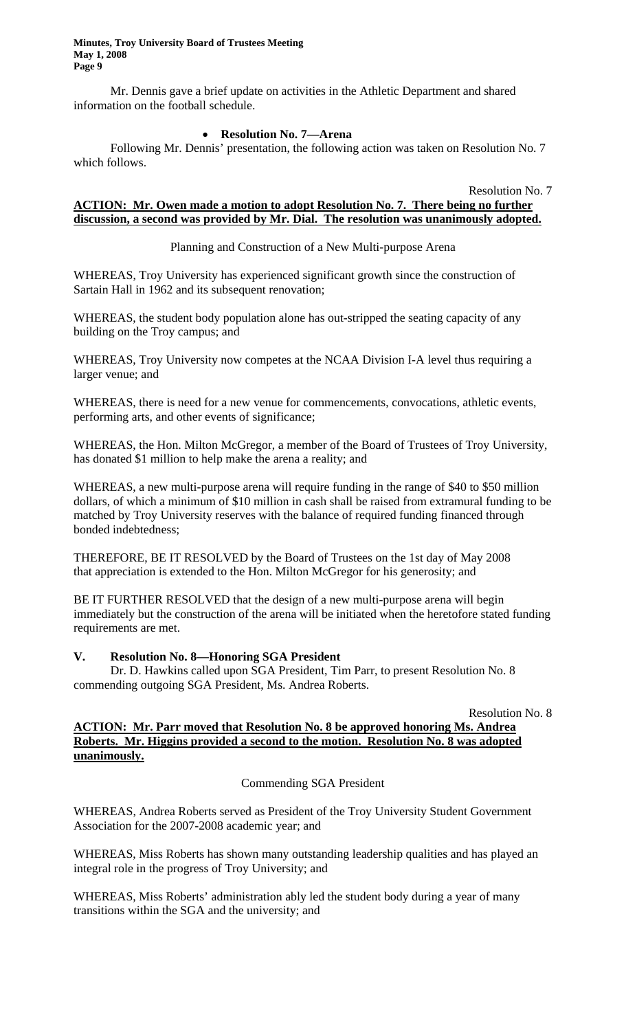Mr. Dennis gave a brief update on activities in the Athletic Department and shared information on the football schedule.

- **Resolution No. 7—Arena**

Following Mr. Dennis' presentation, the following action was taken on Resolution No. 7 which follows.

Resolution No. 7

**ACTION: Mr. Owen made a motion to adopt Resolution No. 7. There being no further discussion, a second was provided by Mr. Dial. The resolution was unanimously adopted.**

Planning and Construction of a New Multi-purpose Arena

WHEREAS, Troy University has experienced significant growth since the construction of Sartain Hall in 1962 and its subsequent renovation;

WHEREAS, the student body population alone has out-stripped the seating capacity of any building on the Troy campus; and

WHEREAS, Troy University now competes at the NCAA Division I-A level thus requiring a larger venue; and

WHEREAS, there is need for a new venue for commencements, convocations, athletic events, performing arts, and other events of significance;

WHEREAS, the Hon. Milton McGregor, a member of the Board of Trustees of Troy University, has donated $1 million to help make the arena a reality; and

WHEREAS, a new multi-purpose arena will require funding in the range of $40 to $50 million dollars, of which a minimum of $10 million in cash shall be raised from extramural funding to be matched by Troy University reserves with the balance of required funding financed through bonded indebtedness;

THEREFORE, BE IT RESOLVED by the Board of Trustees on the 1st day of May 2008 that appreciation is extended to the Hon. Milton McGregor for his generosity; and

BE IT FURTHER RESOLVED that the design of a new multi-purpose arena will begin immediately but the construction of the arena will be initiated when the heretofore stated funding requirements are met.

## V. Resolution No. 8—Honoring SGA President

Dr. D. Hawkins called upon SGA President, Tim Parr, to present Resolution No. 8 commending outgoing SGA President, Ms. Andrea Roberts.

Resolution No. 8

**ACTION: Mr. Parr moved that Resolution No. 8 be approved honoring Ms. Andrea Roberts. Mr. Higgins provided a second to the motion. Resolution No. 8 was adopted unanimously.**

Commending SGA President

WHEREAS, Andrea Roberts served as President of the Troy University Student Government Association for the 2007-2008 academic year; and

WHEREAS, Miss Roberts has shown many outstanding leadership qualities and has played an integral role in the progress of Troy University; and

WHEREAS, Miss Roberts' administration ably led the student body during a year of many transitions within the SGA and the university; and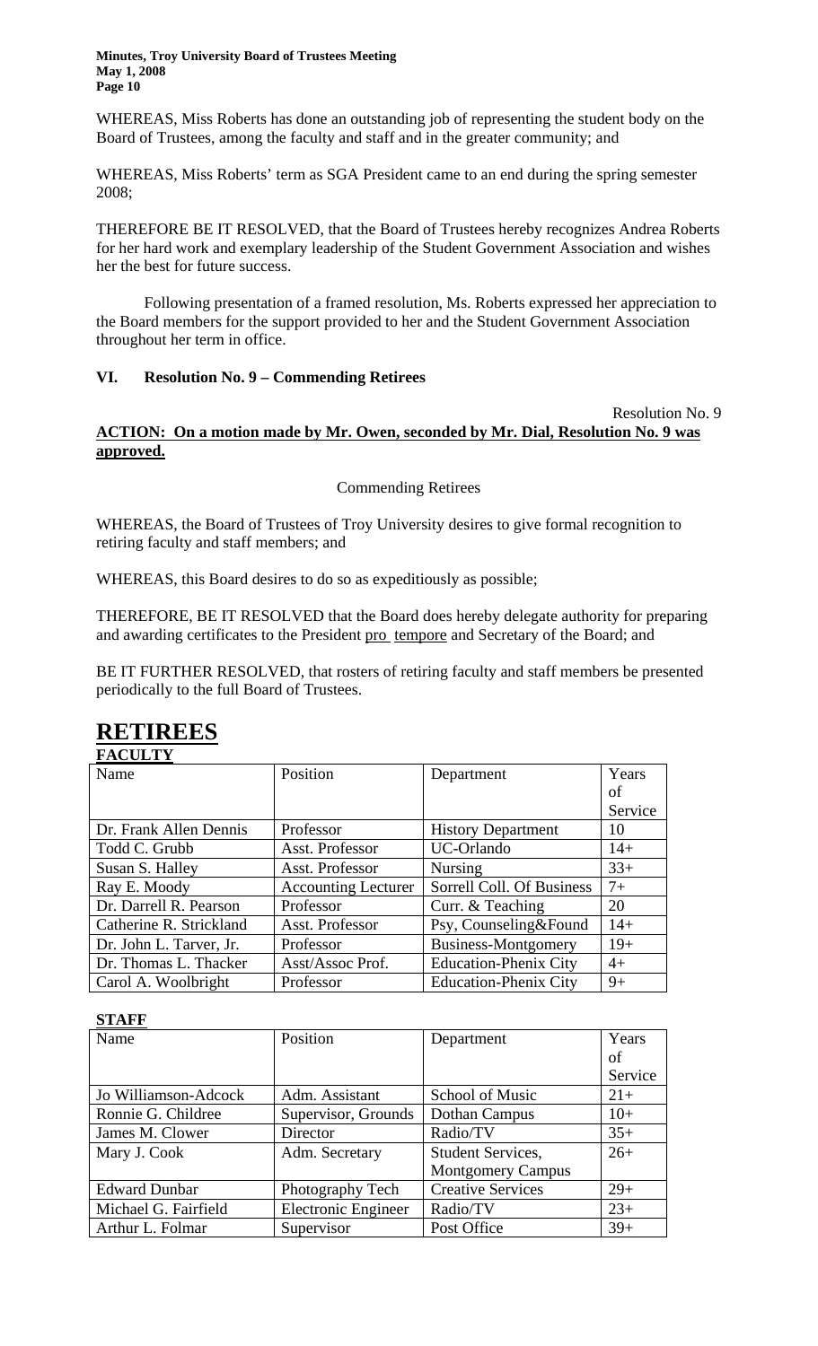WHEREAS, Miss Roberts has done an outstanding job of representing the student body on the Board of Trustees, among the faculty and staff and in the greater community; and

WHEREAS, Miss Roberts' term as SGA President came to an end during the spring semester 2008;

THEREFORE BE IT RESOLVED, that the Board of Trustees hereby recognizes Andrea Roberts for her hard work and exemplary leadership of the Student Government Association and wishes her the best for future success.

Following presentation of a framed resolution, Ms. Roberts expressed her appreciation to the Board members for the support provided to her and the Student Government Association throughout her term in office.

### VI. Resolution No. 9 – Commending Retirees

Resolution No. 9

**ACTION: On a motion made by Mr. Owen, seconded by Mr. Dial, Resolution No. 9 was approved.**

Commending Retirees

WHEREAS, the Board of Trustees of Troy University desires to give formal recognition to retiring faculty and staff members; and

WHEREAS, this Board desires to do so as expeditiously as possible;

THEREFORE, BE IT RESOLVED that the Board does hereby delegate authority for preparing and awarding certificates to the President pro tempore and Secretary of the Board; and

BE IT FURTHER RESOLVED, that rosters of retiring faculty and staff members be presented periodically to the full Board of Trustees.

# RETIREES

**FACULTY**

| Name | Position | Department | Years of Service |
|---|---|---|---|
| Dr. Frank Allen Dennis | Professor | History Department | 10 |
| Todd C. Grubb | Asst. Professor | UC-Orlando | 14+ |
| Susan S. Halley | Asst. Professor | Nursing | 33+ |
| Ray E. Moody | Accounting Lecturer | Sorrell Coll. Of Business | 7+ |
| Dr. Darrell R. Pearson | Professor | Curr. & Teaching | 20 |
| Catherine R. Strickland | Asst. Professor | Psy, Counseling&Found | 14+ |
| Dr. John L. Tarver, Jr. | Professor | Business-Montgomery | 19+ |
| Dr. Thomas L. Thacker | Asst/Assoc Prof. | Education-Phenix City | 4+ |
| Carol A. Woolbright | Professor | Education-Phenix City | 9+ |

**STAFF**

| Name | Position | Department | Years of Service |
|---|---|---|---|
| Jo Williamson-Adcock | Adm. Assistant | School of Music | 21+ |
| Ronnie G. Childree | Supervisor, Grounds | Dothan Campus | 10+ |
| James M. Clower | Director | Radio/TV | 35+ |
| Mary J. Cook | Adm. Secretary | Student Services, Montgomery Campus | 26+ |
| Edward Dunbar | Photography Tech | Creative Services | 29+ |
| Michael G. Fairfield | Electronic Engineer | Radio/TV | 23+ |
| Arthur L. Folmar | Supervisor | Post Office | 39+ |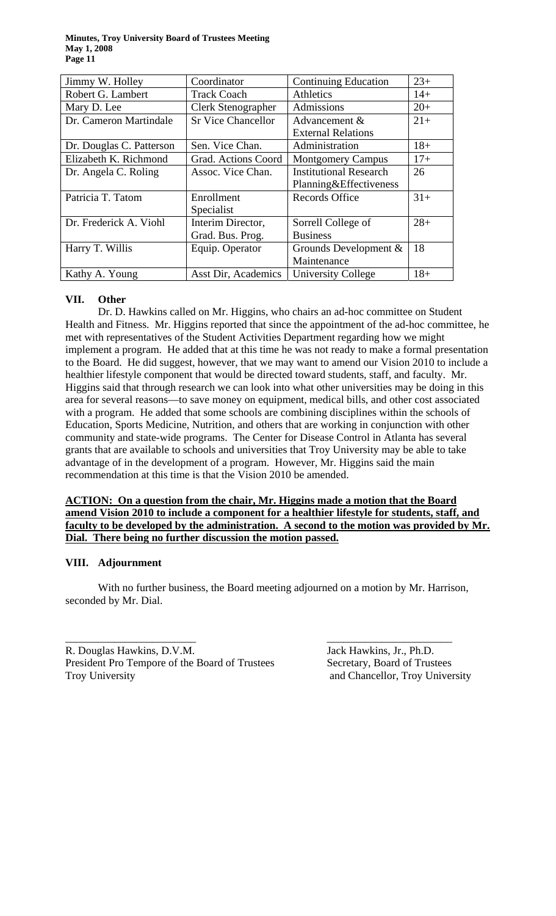| | | | |
|---|---|---|---|
| Jimmy W. Holley | Coordinator | Continuing Education | 23+ |
| Robert G. Lambert | Track Coach | Athletics | 14+ |
| Mary D. Lee | Clerk Stenographer | Admissions | 20+ |
| Dr. Cameron Martindale | Sr Vice Chancellor | Advancement & External Relations | 21+ |
| Dr. Douglas C. Patterson | Sen. Vice Chan. | Administration | 18+ |
| Elizabeth K. Richmond | Grad. Actions Coord | Montgomery Campus | 17+ |
| Dr. Angela C. Roling | Assoc. Vice Chan. | Institutional Research Planning&Effectiveness | 26 |
| Patricia T. Tatom | Enrollment Specialist | Records Office | 31+ |
| Dr. Frederick A. Viohl | Interim Director, Grad. Bus. Prog. | Sorrell College of Business | 28+ |
| Harry T. Willis | Equip. Operator | Grounds Development & Maintenance | 18 |
| Kathy A. Young | Asst Dir, Academics | University College | 18+ |

## VII. Other

Dr. D. Hawkins called on Mr. Higgins, who chairs an ad-hoc committee on Student Health and Fitness. Mr. Higgins reported that since the appointment of the ad-hoc committee, he met with representatives of the Student Activities Department regarding how we might implement a program. He added that at this time he was not ready to make a formal presentation to the Board. He did suggest, however, that we may want to amend our Vision 2010 to include a healthier lifestyle component that would be directed toward students, staff, and faculty. Mr. Higgins said that through research we can look into what other universities may be doing in this area for several reasons—to save money on equipment, medical bills, and other cost associated with a program. He added that some schools are combining disciplines within the schools of Education, Sports Medicine, Nutrition, and others that are working in conjunction with other community and state-wide programs. The Center for Disease Control in Atlanta has several grants that are available to schools and universities that Troy University may be able to take advantage of in the development of a program. However, Mr. Higgins said the main recommendation at this time is that the Vision 2010 be amended.

**ACTION: On a question from the chair, Mr. Higgins made a motion that the Board amend Vision 2010 to include a component for a healthier lifestyle for students, staff, and faculty to be developed by the administration. A second to the motion was provided by Mr. Dial. There being no further discussion the motion passed.**

## VIII. Adjournment

With no further business, the Board meeting adjourned on a motion by Mr. Harrison, seconded by Mr. Dial.

R. Douglas Hawkins, D.V.M.
President Pro Tempore of the Board of Trustees
Troy University

Jack Hawkins, Jr., Ph.D.
Secretary, Board of Trustees
and Chancellor, Troy University